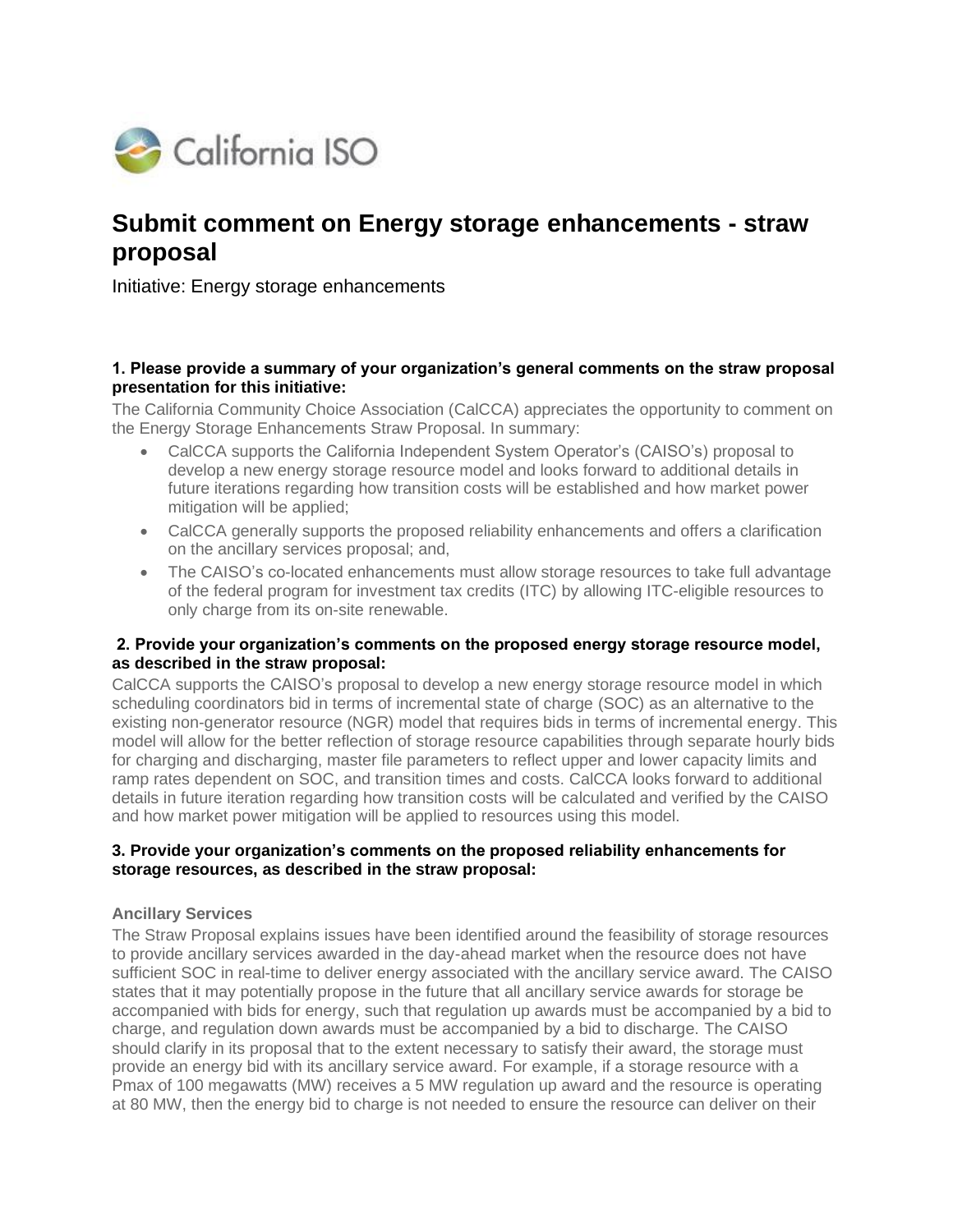# Submit comment on Energy storage enhancements - straw proposal

Initiative: Energy storage enhancements

### 1. Please provide a summary of your organization's general comments on the straw proposal presentation for this initiative:

The California Community Choice Association (CalCCA) appreciates the opportunity to comment on the Energy Storage Enhancements Straw Proposal. In summary:

- CalCCA supports the California Independent System Operator's (CAISO's) proposal to develop a new energy storage resource model and looks forward to additional details in future iterations regarding how transition costs will be established and how market power mitigation will be applied;
- CalCCA generally supports the proposed reliability enhancements and offers a clarification on the ancillary services proposal; and,
- The CAISO's co-located enhancements must allow storage resources to take full advantage of the federal program for investment tax credits (ITC) by allowing ITC-eligible resources to only charge from its on-site renewable.

### 2. Provide your organization's comments on the proposed energy storage resource model, as described in the straw proposal:

CalCCA supports the CAISO's proposal to develop a new energy storage resource model in which scheduling coordinators bid in terms of incremental state of charge (SOC) as an alternative to the existing non-generator resource (NGR) model that requires bids in terms of incremental energy. This model will allow for the better reflection of storage resource capabilities through separate hourly bids for charging and discharging, master file parameters to reflect upper and lower capacity limits and ramp rates dependent on SOC, and transition times and costs. CalCCA looks forward to additional details in future iteration regarding how transition costs will be calculated and verified by the CAISO and how market power mitigation will be applied to resources using this model.

### 3. Provide your organization's comments on the proposed reliability enhancements for storage resources, as described in the straw proposal:

#### Ancillary Services

The Straw Proposal explains issues have been identified around the feasibility of storage resources to provide ancillary services awarded in the day-ahead market when the resource does not have sufficient SOC in real-time to deliver energy associated with the ancillary service award. The CAISO states that it may potentially propose in the future that all ancillary service awards for storage be accompanied with bids for energy, such that regulation up awards must be accompanied by a bid to charge, and regulation down awards must be accompanied by a bid to discharge. The CAISO should clarify in its proposal that to the extent necessary to satisfy their award, the storage must provide an energy bid with its ancillary service award. For example, if a storage resource with a Pmax of 100 megawatts (MW) receives a 5 MW regulation up award and the resource is operating at 80 MW, then the energy bid to charge is not needed to ensure the resource can deliver on their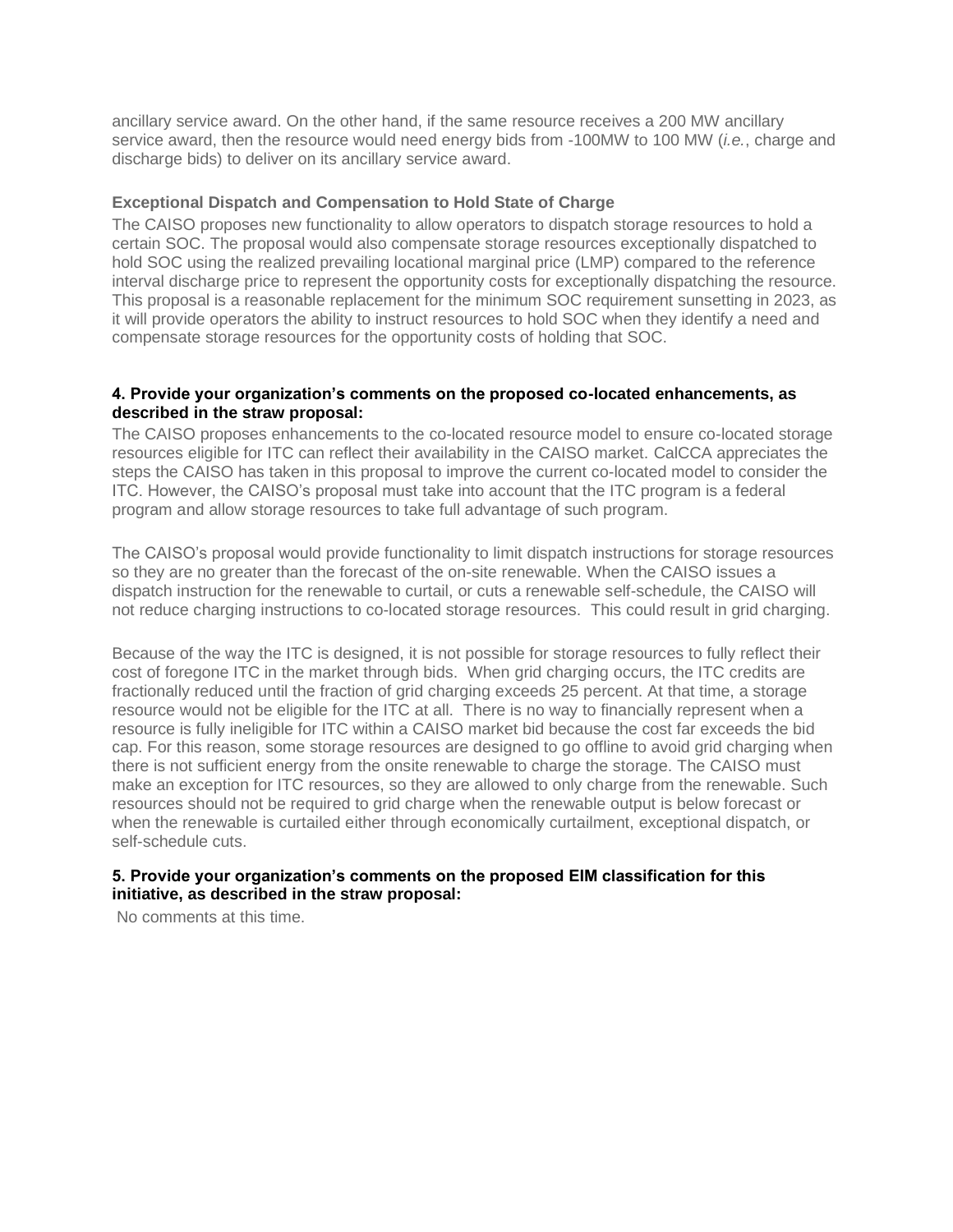ancillary service award. On the other hand, if the same resource receives a 200 MW ancillary service award, then the resource would need energy bids from -100MW to 100 MW (*i.e.*, charge and discharge bids) to deliver on its ancillary service award.

**Exceptional Dispatch and Compensation to Hold State of Charge**

The CAISO proposes new functionality to allow operators to dispatch storage resources to hold a certain SOC. The proposal would also compensate storage resources exceptionally dispatched to hold SOC using the realized prevailing locational marginal price (LMP) compared to the reference interval discharge price to represent the opportunity costs for exceptionally dispatching the resource. This proposal is a reasonable replacement for the minimum SOC requirement sunsetting in 2023, as it will provide operators the ability to instruct resources to hold SOC when they identify a need and compensate storage resources for the opportunity costs of holding that SOC.

**4. Provide your organization's comments on the proposed co-located enhancements, as described in the straw proposal:**

The CAISO proposes enhancements to the co-located resource model to ensure co-located storage resources eligible for ITC can reflect their availability in the CAISO market. CalCCA appreciates the steps the CAISO has taken in this proposal to improve the current co-located model to consider the ITC. However, the CAISO's proposal must take into account that the ITC program is a federal program and allow storage resources to take full advantage of such program.

The CAISO's proposal would provide functionality to limit dispatch instructions for storage resources so they are no greater than the forecast of the on-site renewable. When the CAISO issues a dispatch instruction for the renewable to curtail, or cuts a renewable self-schedule, the CAISO will not reduce charging instructions to co-located storage resources. This could result in grid charging.

Because of the way the ITC is designed, it is not possible for storage resources to fully reflect their cost of foregone ITC in the market through bids. When grid charging occurs, the ITC credits are fractionally reduced until the fraction of grid charging exceeds 25 percent. At that time, a storage resource would not be eligible for the ITC at all. There is no way to financially represent when a resource is fully ineligible for ITC within a CAISO market bid because the cost far exceeds the bid cap. For this reason, some storage resources are designed to go offline to avoid grid charging when there is not sufficient energy from the onsite renewable to charge the storage. The CAISO must make an exception for ITC resources, so they are allowed to only charge from the renewable. Such resources should not be required to grid charge when the renewable output is below forecast or when the renewable is curtailed either through economically curtailment, exceptional dispatch, or self-schedule cuts.

**5. Provide your organization's comments on the proposed EIM classification for this initiative, as described in the straw proposal:**

No comments at this time.